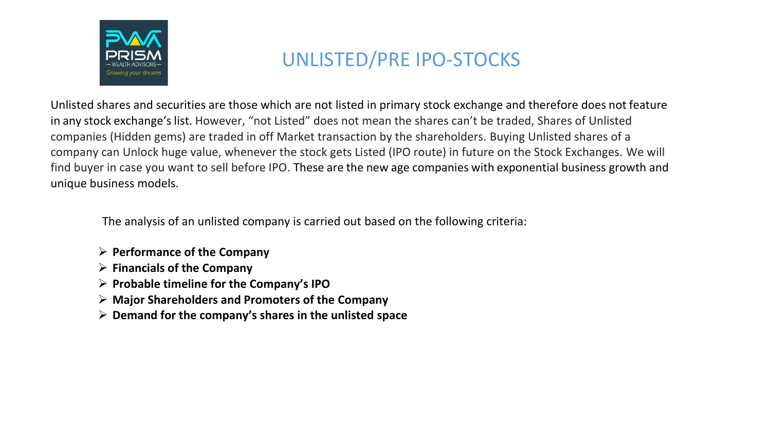# UNLISTED/PRE IPO-STOCKS

Unlisted shares and securities are those which are not listed in primary stock exchange and therefore does not feature in any stock exchange's list. However, "not Listed" does not mean the shares can't be traded, Shares of Unlisted companies (Hidden gems) are traded in off Market transaction by the shareholders. Buying Unlisted shares of a company can Unlock huge value, whenever the stock gets Listed (IPO route) in future on the Stock Exchanges. We will find buyer in case you want to sell before IPO. These are the new age companies with exponential business growth and unique business models.

The analysis of an unlisted company is carried out based on the following criteria:

- **Performance of the Company**
- **Financials of the Company**
- **Probable timeline for the Company's IPO**
- **Major Shareholders and Promoters of the Company**
- **Demand for the company's shares in the unlisted space**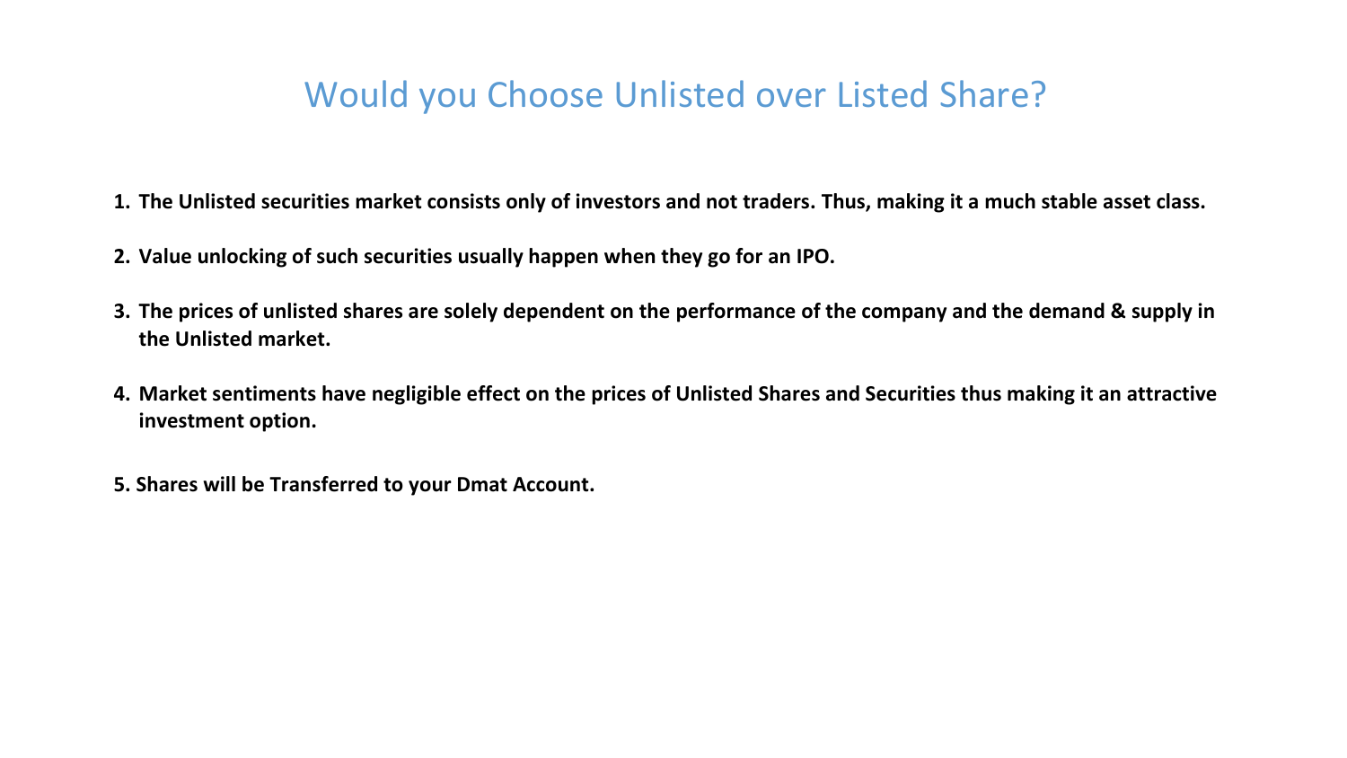# Would you Choose Unlisted over Listed Share?

1. **The Unlisted securities market consists only of investors and not traders. Thus, making it a much stable asset class.**

2. **Value unlocking of such securities usually happen when they go for an IPO.**

3. **The prices of unlisted shares are solely dependent on the performance of the company and the demand & supply in the Unlisted market.**

4. **Market sentiments have negligible effect on the prices of Unlisted Shares and Securities thus making it an attractive investment option.**

5. **Shares will be Transferred to your Dmat Account.**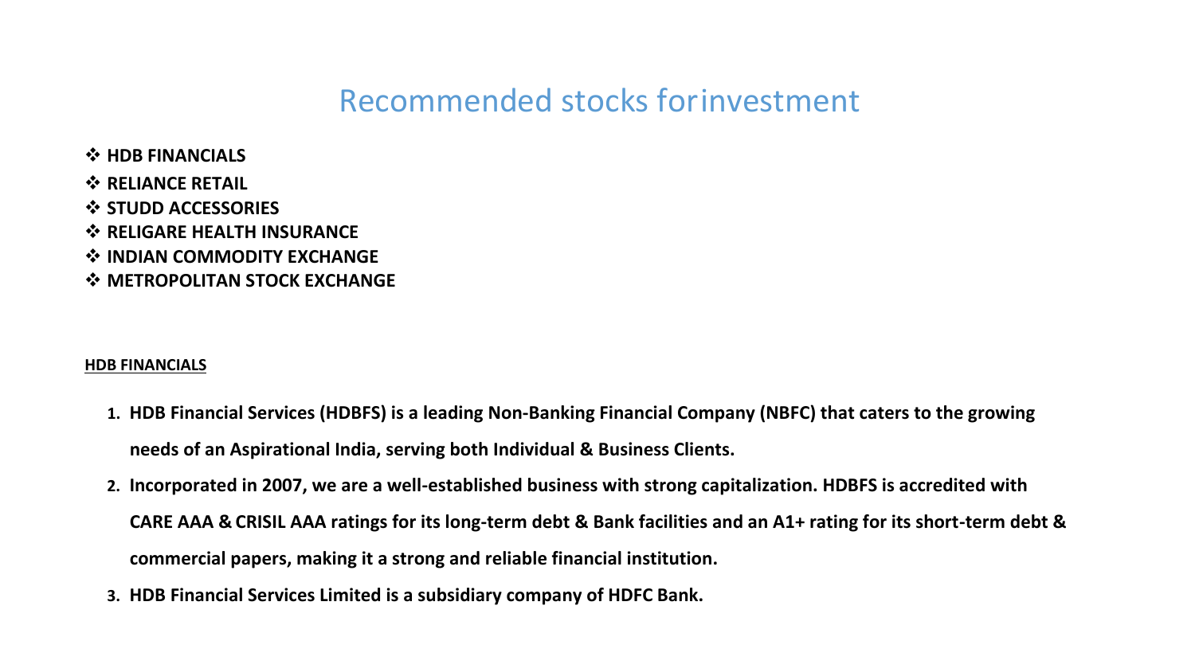# Recommended stocks forinvestment

- **HDB FINANCIALS**
- **RELIANCE RETAIL**
- **STUDD ACCESSORIES**
- **RELIGARE HEALTH INSURANCE**
- **INDIAN COMMODITY EXCHANGE**
- **METROPOLITAN STOCK EXCHANGE**

**HDB FINANCIALS**

1. **HDB Financial Services (HDBFS) is a leading Non-Banking Financial Company (NBFC) that caters to the growing needs of an Aspirational India, serving both Individual & Business Clients.**
2. **Incorporated in 2007, we are a well-established business with strong capitalization. HDBFS is accredited with CARE AAA & CRISIL AAA ratings for its long-term debt & Bank facilities and an A1+ rating for its short-term debt & commercial papers, making it a strong and reliable financial institution.**
3. **HDB Financial Services Limited is a subsidiary company of HDFC Bank.**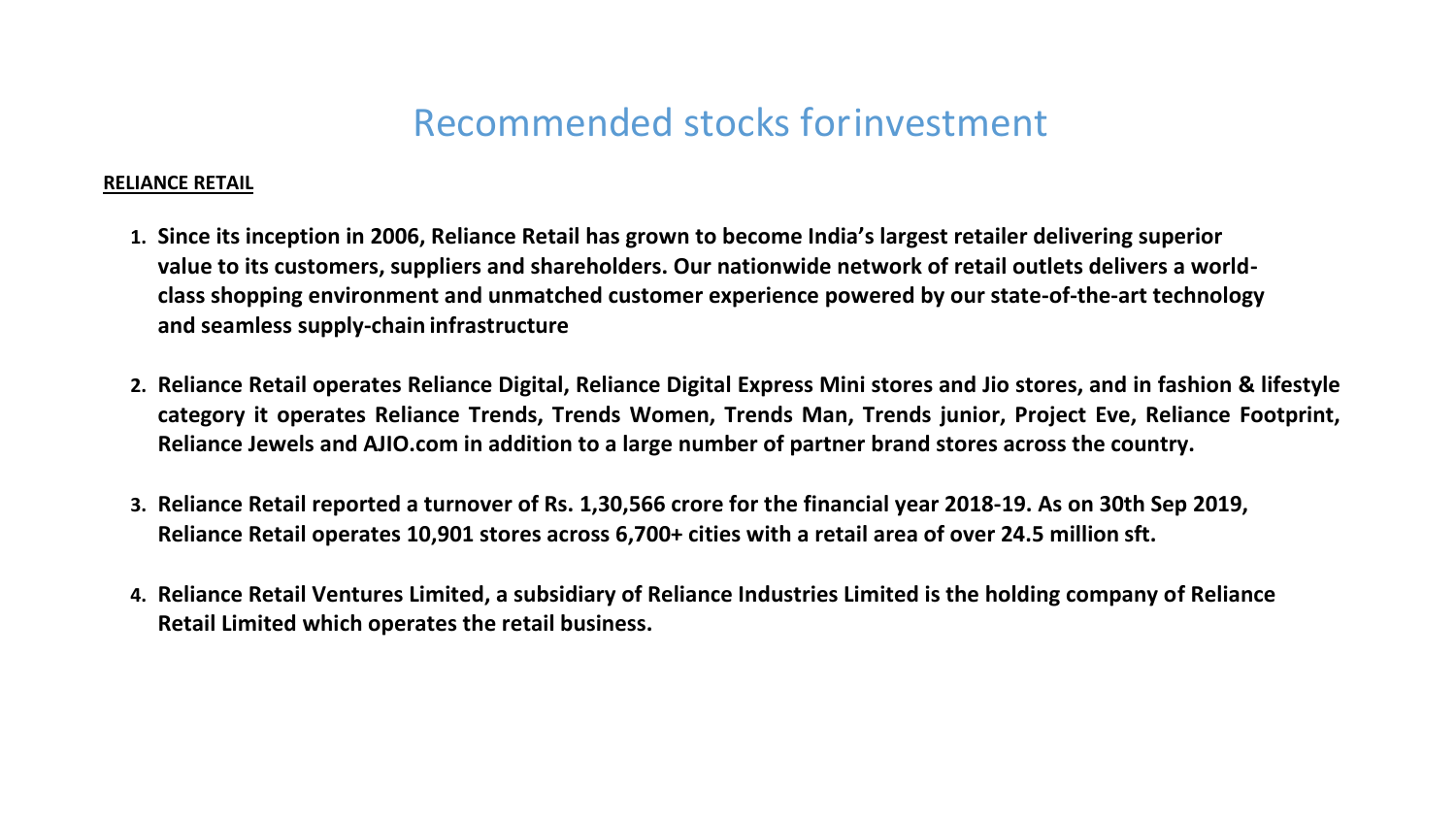# Recommended stocks forinvestment

**RELIANCE RETAIL**

1. **Since its inception in 2006, Reliance Retail has grown to become India's largest retailer delivering superior value to its customers, suppliers and shareholders. Our nationwide network of retail outlets delivers a world-class shopping environment and unmatched customer experience powered by our state-of-the-art technology and seamless supply-chain infrastructure**

2. **Reliance Retail operates Reliance Digital, Reliance Digital Express Mini stores and Jio stores, and in fashion & lifestyle category it operates Reliance Trends, Trends Women, Trends Man, Trends junior, Project Eve, Reliance Footprint, Reliance Jewels and AJIO.com in addition to a large number of partner brand stores across the country.**

3. **Reliance Retail reported a turnover of Rs. 1,30,566 crore for the financial year 2018-19. As on 30th Sep 2019, Reliance Retail operates 10,901 stores across 6,700+ cities with a retail area of over 24.5 million sft.**

4. **Reliance Retail Ventures Limited, a subsidiary of Reliance Industries Limited is the holding company of Reliance Retail Limited which operates the retail business.**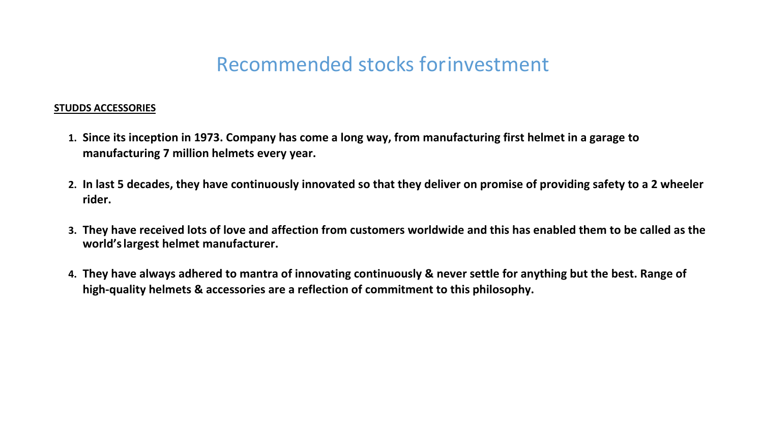# Recommended stocks for investment

**STUDDS ACCESSORIES**

1. **Since its inception in 1973. Company has come a long way, from manufacturing first helmet in a garage to manufacturing 7 million helmets every year.**
2. **In last 5 decades, they have continuously innovated so that they deliver on promise of providing safety to a 2 wheeler rider.**
3. **They have received lots of love and affection from customers worldwide and this has enabled them to be called as the world's largest helmet manufacturer.**
4. **They have always adhered to mantra of innovating continuously & never settle for anything but the best. Range of high-quality helmets & accessories are a reflection of commitment to this philosophy.**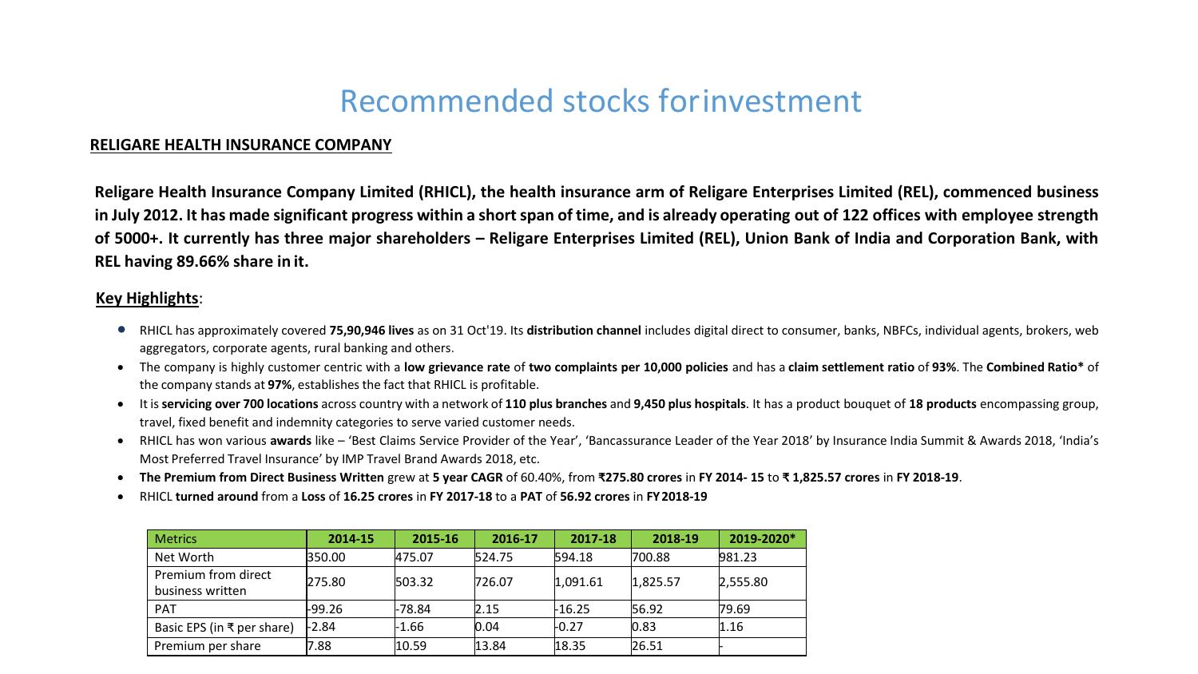# Recommended stocks forinvestment

**RELIGARE HEALTH INSURANCE COMPANY**

**Religare Health Insurance Company Limited (RHICL), the health insurance arm of Religare Enterprises Limited (REL), commenced business in July 2012. It has made significant progress within a short span of time, and is already operating out of 122 offices with employee strength of 5000+. It currently has three major shareholders – Religare Enterprises Limited (REL), Union Bank of India and Corporation Bank, with REL having 89.66% share in it.**

**Key Highlights**:

- RHICL has approximately covered **75,90,946 lives** as on 31 Oct'19. Its **distribution channel** includes digital direct to consumer, banks, NBFCs, individual agents, brokers, web aggregators, corporate agents, rural banking and others.
- The company is highly customer centric with a **low grievance rate** of **two complaints per 10,000 policies** and has a **claim settlement ratio** of **93%**. The **Combined Ratio*** of the company stands at **97%**, establishes the fact that RHICL is profitable.
- It is **servicing over 700 locations** across country with a network of **110 plus branches** and **9,450 plus hospitals**. It has a product bouquet of **18 products** encompassing group, travel, fixed benefit and indemnity categories to serve varied customer needs.
- RHICL has won various **awards** like – 'Best Claims Service Provider of the Year', 'Bancassurance Leader of the Year 2018' by Insurance India Summit & Awards 2018, 'India's Most Preferred Travel Insurance' by IMP Travel Brand Awards 2018, etc.
- **The Premium from Direct Business Written** grew at **5 year CAGR** of 60.40%, from **₹275.80 crores** in **FY 2014- 15** to **₹ 1,825.57 crores** in **FY 2018-19**.
- RHICL **turned around** from a **Loss** of **16.25 crores** in **FY 2017-18** to a **PAT** of **56.92 crores** in **FY 2018-19**

| Metrics | 2014-15 | 2015-16 | 2016-17 | 2017-18 | 2018-19 | 2019-2020* |
|---|---|---|---|---|---|---|
| Net Worth | 350.00 | 475.07 | 524.75 | 594.18 | 700.88 | 981.23 |
| Premium from direct business written | 275.80 | 503.32 | 726.07 | 1,091.61 | 1,825.57 | 2,555.80 |
| PAT | -99.26 | -78.84 | 2.15 | -16.25 | 56.92 | 79.69 |
| Basic EPS (in ₹ per share) | -2.84 | -1.66 | 0.04 | -0.27 | 0.83 | 1.16 |
| Premium per share | 7.88 | 10.59 | 13.84 | 18.35 | 26.51 | - |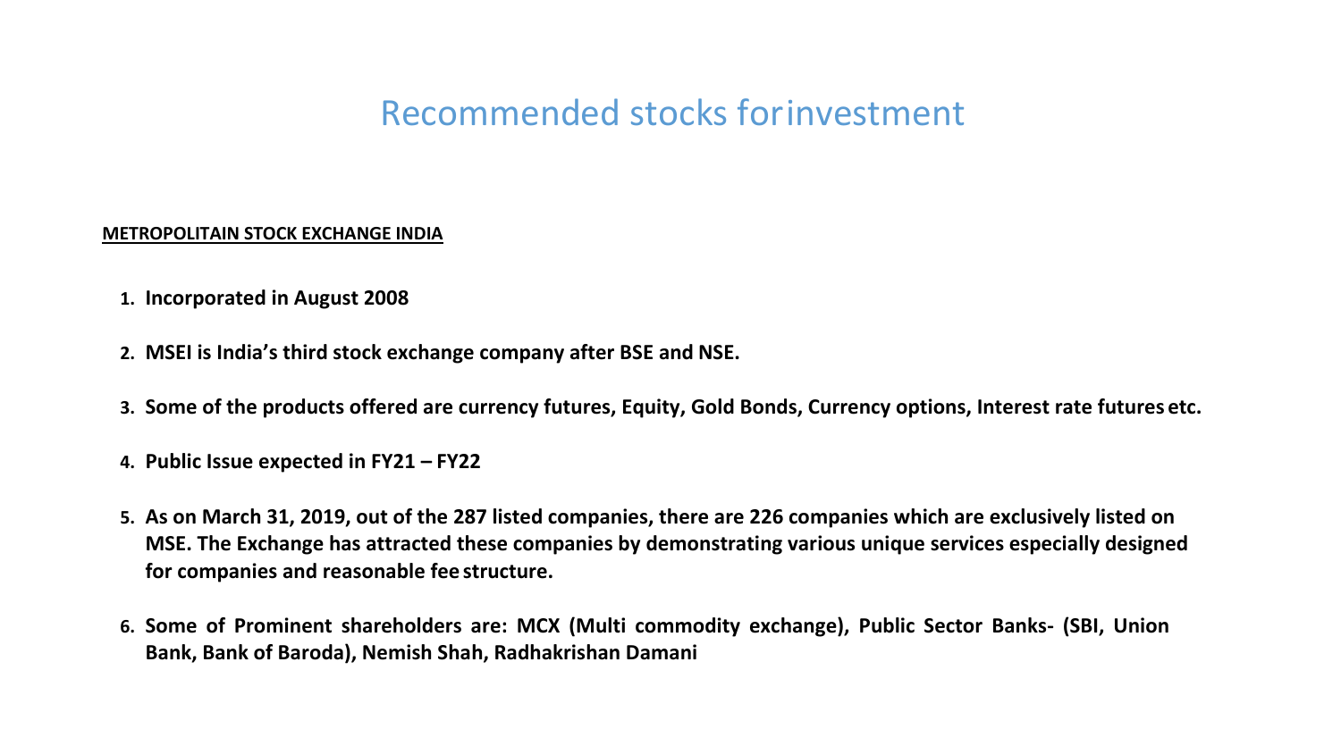# Recommended stocks forinvestment

**METROPOLITAIN STOCK EXCHANGE INDIA**

1. **Incorporated in August 2008**
2. **MSEI is India's third stock exchange company after BSE and NSE.**
3. **Some of the products offered are currency futures, Equity, Gold Bonds, Currency options, Interest rate futures etc.**
4. **Public Issue expected in FY21 – FY22**
5. **As on March 31, 2019, out of the 287 listed companies, there are 226 companies which are exclusively listed on MSE. The Exchange has attracted these companies by demonstrating various unique services especially designed for companies and reasonable fee structure.**
6. **Some of Prominent shareholders are: MCX (Multi commodity exchange), Public Sector Banks- (SBI, Union Bank, Bank of Baroda), Nemish Shah, Radhakrishan Damani**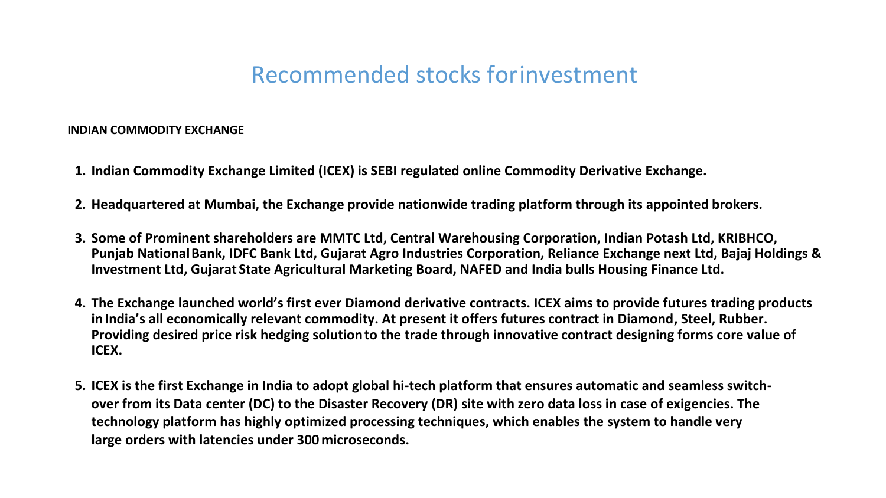# Recommended stocks forinvestment

**INDIAN COMMODITY EXCHANGE**

1. **Indian Commodity Exchange Limited (ICEX) is SEBI regulated online Commodity Derivative Exchange.**
2. **Headquartered at Mumbai, the Exchange provide nationwide trading platform through its appointed brokers.**
3. **Some of Prominent shareholders are MMTC Ltd, Central Warehousing Corporation, Indian Potash Ltd, KRIBHCO, Punjab National Bank, IDFC Bank Ltd, Gujarat Agro Industries Corporation, Reliance Exchange next Ltd, Bajaj Holdings & Investment Ltd, Gujarat State Agricultural Marketing Board, NAFED and India bulls Housing Finance Ltd.**
4. **The Exchange launched world's first ever Diamond derivative contracts. ICEX aims to provide futures trading products in India's all economically relevant commodity. At present it offers futures contract in Diamond, Steel, Rubber. Providing desired price risk hedging solution to the trade through innovative contract designing forms core value of ICEX.**
5. **ICEX is the first Exchange in India to adopt global hi-tech platform that ensures automatic and seamless switch-over from its Data center (DC) to the Disaster Recovery (DR) site with zero data loss in case of exigencies. The technology platform has highly optimized processing techniques, which enables the system to handle very large orders with latencies under 300 microseconds.**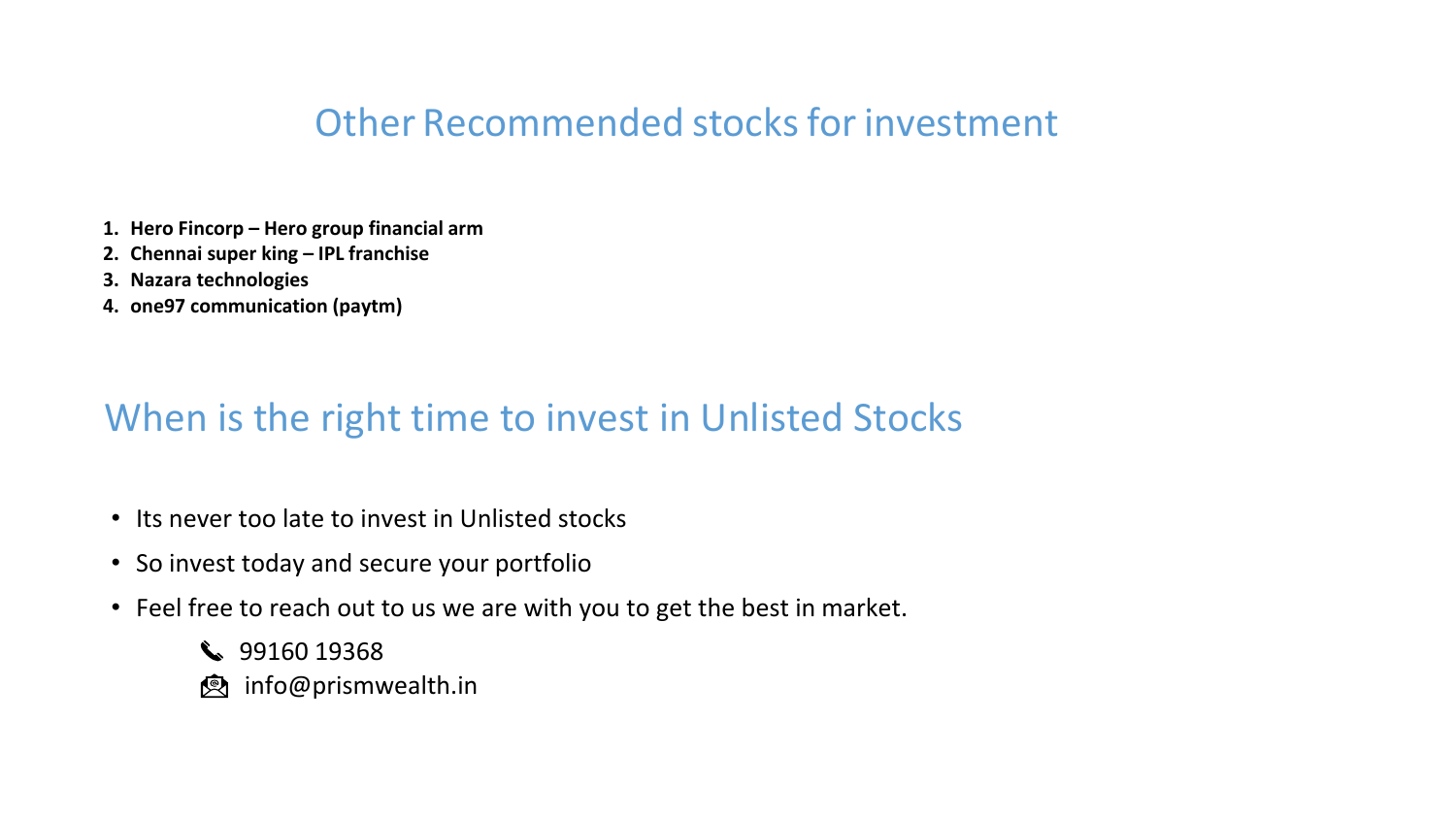## Other Recommended stocks for investment

1. **Hero Fincorp – Hero group financial arm**
2. **Chennai super king – IPL franchise**
3. **Nazara technologies**
4. **one97 communication (paytm)**

## When is the right time to invest in Unlisted Stocks

- Its never too late to invest in Unlisted stocks
- So invest today and secure your portfolio
- Feel free to reach out to us we are with you to get the best in market.

  99160 19368

  info@prismwealth.in